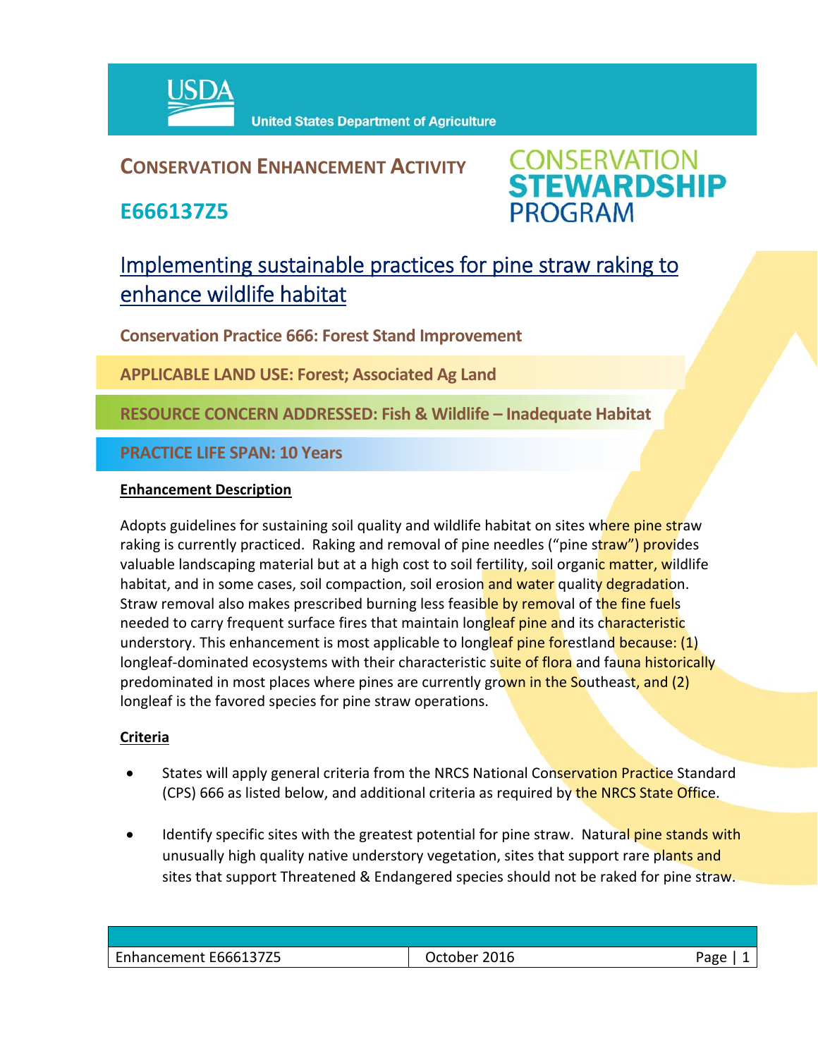# CONSERVATION ENHANCEMENT ACTIVITY

## E666137Z5

CONSERVATION STEWARDSHIP PROGRAM

## Implementing sustainable practices for pine straw raking to enhance wildlife habitat

**Conservation Practice 666: Forest Stand Improvement**

**APPLICABLE LAND USE: Forest; Associated Ag Land**

**RESOURCE CONCERN ADDRESSED: Fish & Wildlife – Inadequate Habitat**

**PRACTICE LIFE SPAN: 10 Years**

### Enhancement Description

Adopts guidelines for sustaining soil quality and wildlife habitat on sites where pine straw raking is currently practiced. Raking and removal of pine needles ("pine straw") provides valuable landscaping material but at a high cost to soil fertility, soil organic matter, wildlife habitat, and in some cases, soil compaction, soil erosion and water quality degradation. Straw removal also makes prescribed burning less feasible by removal of the fine fuels needed to carry frequent surface fires that maintain longleaf pine and its characteristic understory. This enhancement is most applicable to longleaf pine forestland because: (1) longleaf-dominated ecosystems with their characteristic suite of flora and fauna historically predominated in most places where pines are currently grown in the Southeast, and (2) longleaf is the favored species for pine straw operations.

### Criteria

- States will apply general criteria from the NRCS National Conservation Practice Standard (CPS) 666 as listed below, and additional criteria as required by the NRCS State Office.
- Identify specific sites with the greatest potential for pine straw. Natural pine stands with unusually high quality native understory vegetation, sites that support rare plants and sites that support Threatened & Endangered species should not be raked for pine straw.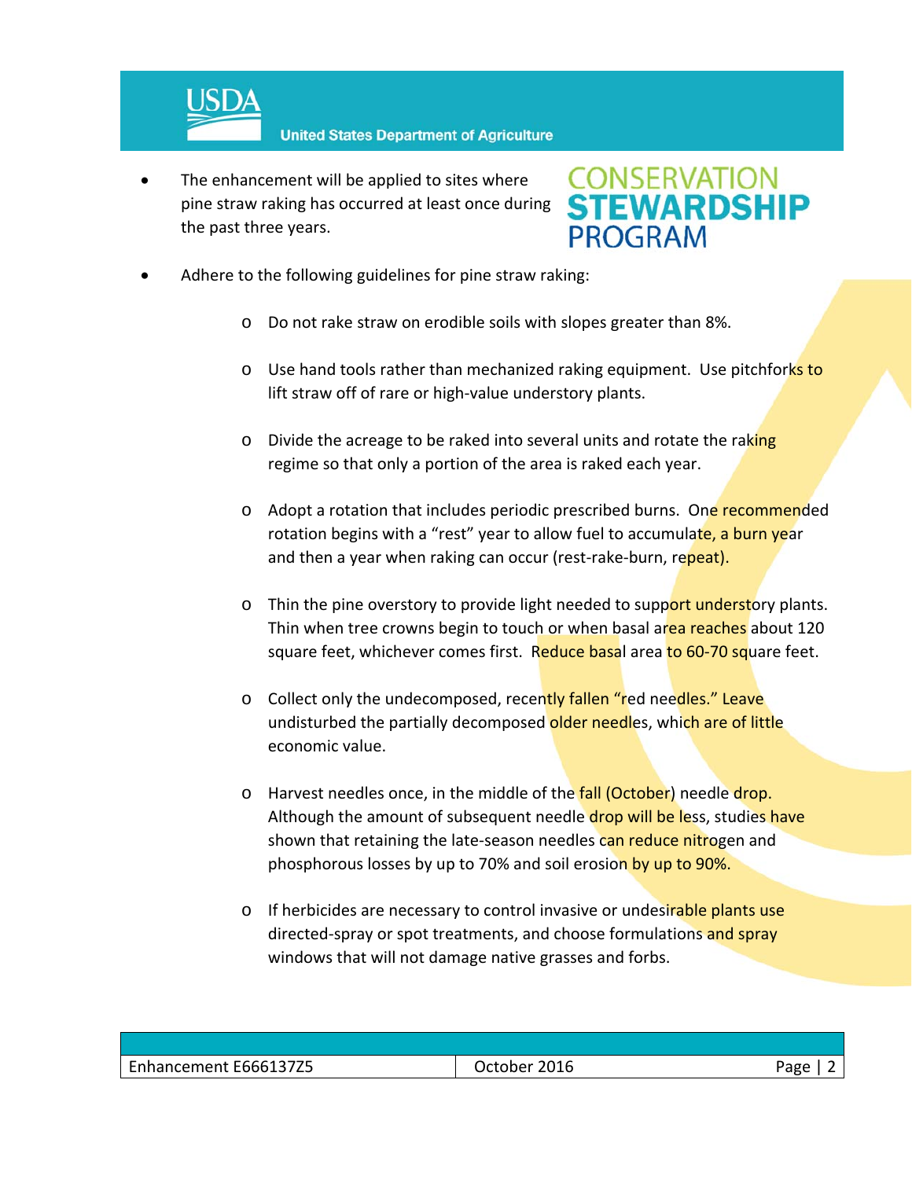- The enhancement will be applied to sites where pine straw raking has occurred at least once during the past three years.
- Adhere to the following guidelines for pine straw raking:
  - Do not rake straw on erodible soils with slopes greater than 8%.
  - Use hand tools rather than mechanized raking equipment. Use pitchforks to lift straw off of rare or high-value understory plants.
  - Divide the acreage to be raked into several units and rotate the raking regime so that only a portion of the area is raked each year.
  - Adopt a rotation that includes periodic prescribed burns. One recommended rotation begins with a "rest" year to allow fuel to accumulate, a burn year and then a year when raking can occur (rest-rake-burn, repeat).
  - Thin the pine overstory to provide light needed to support understory plants. Thin when tree crowns begin to touch or when basal area reaches about 120 square feet, whichever comes first. Reduce basal area to 60-70 square feet.
  - Collect only the undecomposed, recently fallen "red needles." Leave undisturbed the partially decomposed older needles, which are of little economic value.
  - Harvest needles once, in the middle of the fall (October) needle drop. Although the amount of subsequent needle drop will be less, studies have shown that retaining the late-season needles can reduce nitrogen and phosphorous losses by up to 70% and soil erosion by up to 90%.
  - If herbicides are necessary to control invasive or undesirable plants use directed-spray or spot treatments, and choose formulations and spray windows that will not damage native grasses and forbs.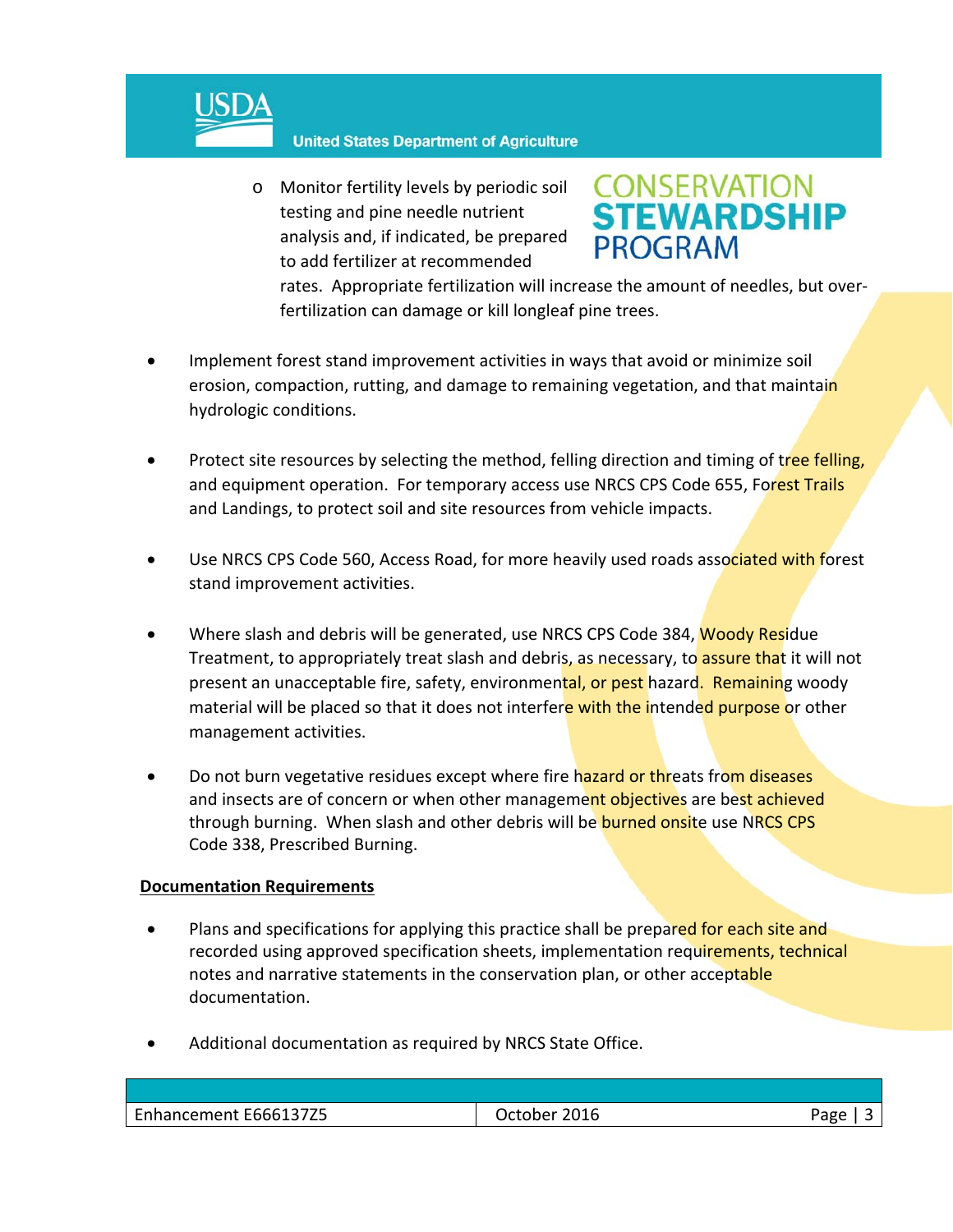- Monitor fertility levels by periodic soil testing and pine needle nutrient analysis and, if indicated, be prepared to add fertilizer at recommended rates. Appropriate fertilization will increase the amount of needles, but over-fertilization can damage or kill longleaf pine trees.

- Implement forest stand improvement activities in ways that avoid or minimize soil erosion, compaction, rutting, and damage to remaining vegetation, and that maintain hydrologic conditions.

- Protect site resources by selecting the method, felling direction and timing of tree felling, and equipment operation. For temporary access use NRCS CPS Code 655, Forest Trails and Landings, to protect soil and site resources from vehicle impacts.

- Use NRCS CPS Code 560, Access Road, for more heavily used roads associated with forest stand improvement activities.

- Where slash and debris will be generated, use NRCS CPS Code 384, Woody Residue Treatment, to appropriately treat slash and debris, as necessary, to assure that it will not present an unacceptable fire, safety, environmental, or pest hazard. Remaining woody material will be placed so that it does not interfere with the intended purpose or other management activities.

- Do not burn vegetative residues except where fire hazard or threats from diseases and insects are of concern or when other management objectives are best achieved through burning. When slash and other debris will be burned onsite use NRCS CPS Code 338, Prescribed Burning.

**Documentation Requirements**

- Plans and specifications for applying this practice shall be prepared for each site and recorded using approved specification sheets, implementation requirements, technical notes and narrative statements in the conservation plan, or other acceptable documentation.

- Additional documentation as required by NRCS State Office.